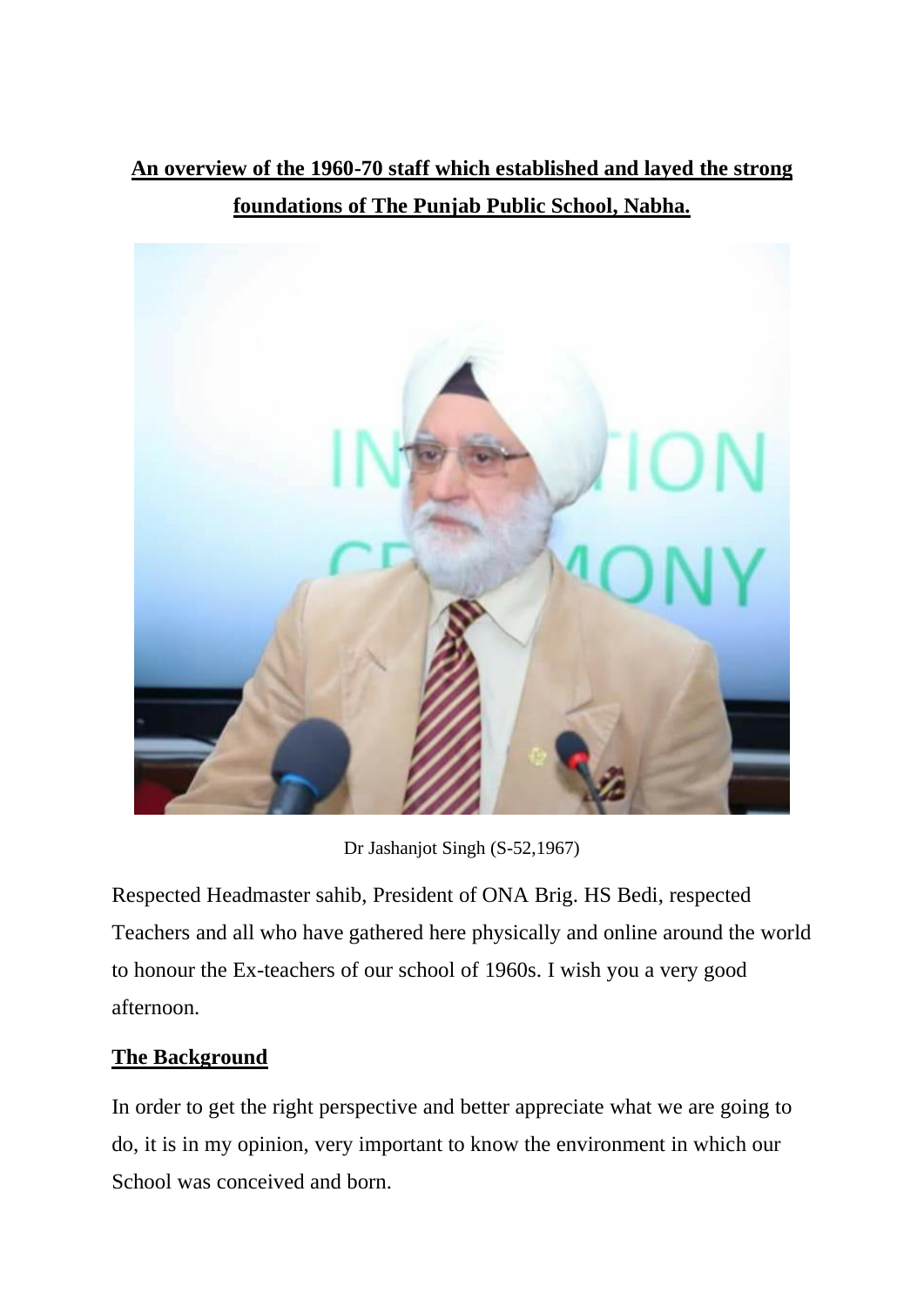**An overview of the 1960-70 staff which established and layed the strong foundations of The Punjab Public School, Nabha.**

Dr Jashanjot Singh (S-52,1967)

Respected Headmaster sahib, President of ONA Brig. HS Bedi, respected Teachers and all who have gathered here physically and online around the world to honour the Ex-teachers of our school of 1960s. I wish you a very good afternoon.

## The Background

In order to get the right perspective and better appreciate what we are going to do, it is in my opinion, very important to know the environment in which our School was conceived and born.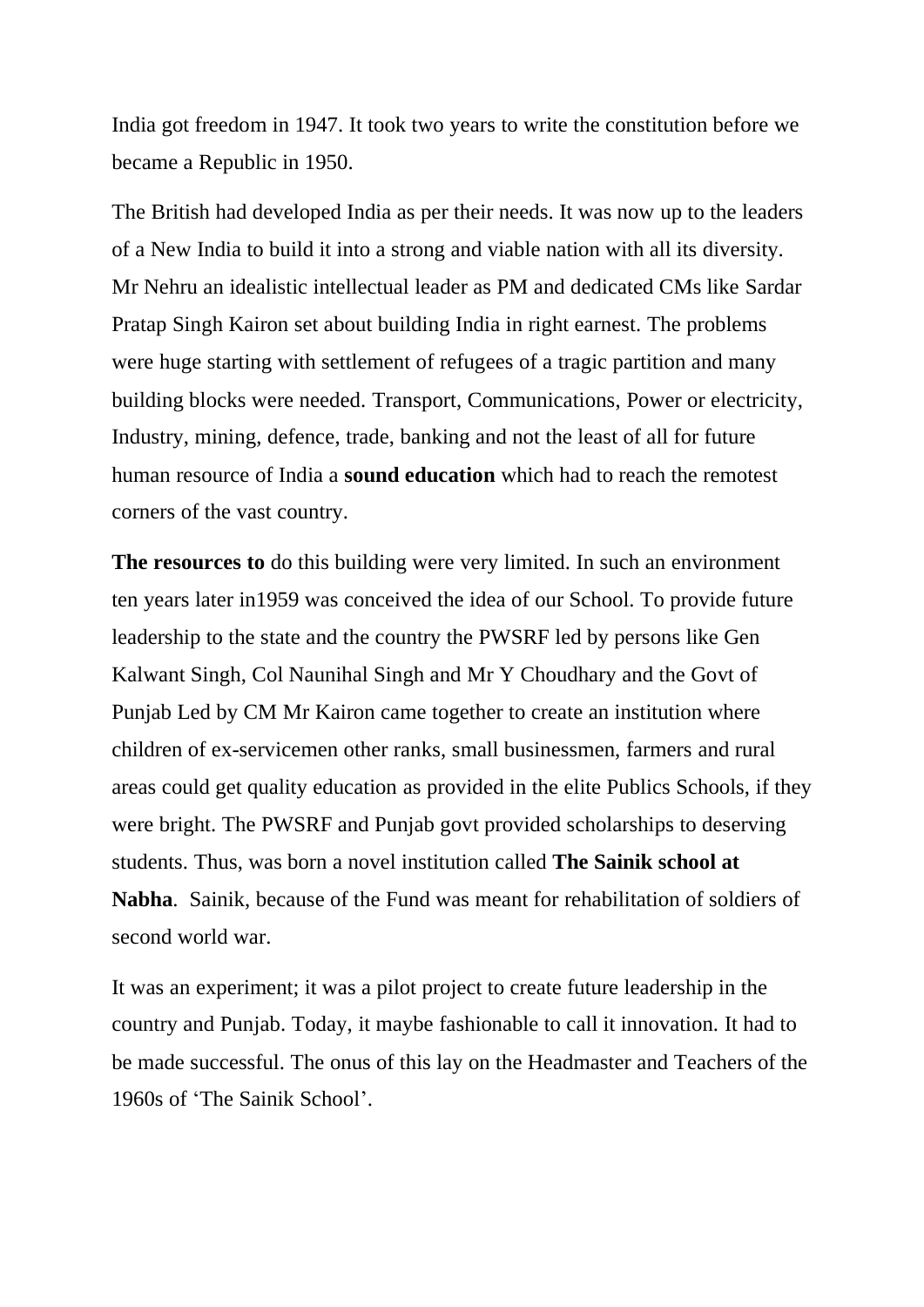India got freedom in 1947. It took two years to write the constitution before we became a Republic in 1950.

The British had developed India as per their needs. It was now up to the leaders of a New India to build it into a strong and viable nation with all its diversity. Mr Nehru an idealistic intellectual leader as PM and dedicated CMs like Sardar Pratap Singh Kairon set about building India in right earnest. The problems were huge starting with settlement of refugees of a tragic partition and many building blocks were needed. Transport, Communications, Power or electricity, Industry, mining, defence, trade, banking and not the least of all for future human resource of India a **sound education** which had to reach the remotest corners of the vast country.

**The resources to** do this building were very limited. In such an environment ten years later in1959 was conceived the idea of our School. To provide future leadership to the state and the country the PWSRF led by persons like Gen Kalwant Singh, Col Naunihal Singh and Mr Y Choudhary and the Govt of Punjab Led by CM Mr Kairon came together to create an institution where children of ex-servicemen other ranks, small businessmen, farmers and rural areas could get quality education as provided in the elite Publics Schools, if they were bright. The PWSRF and Punjab govt provided scholarships to deserving students. Thus, was born a novel institution called **The Sainik school at Nabha**. Sainik, because of the Fund was meant for rehabilitation of soldiers of second world war.

It was an experiment; it was a pilot project to create future leadership in the country and Punjab. Today, it maybe fashionable to call it innovation. It had to be made successful. The onus of this lay on the Headmaster and Teachers of the 1960s of 'The Sainik School'.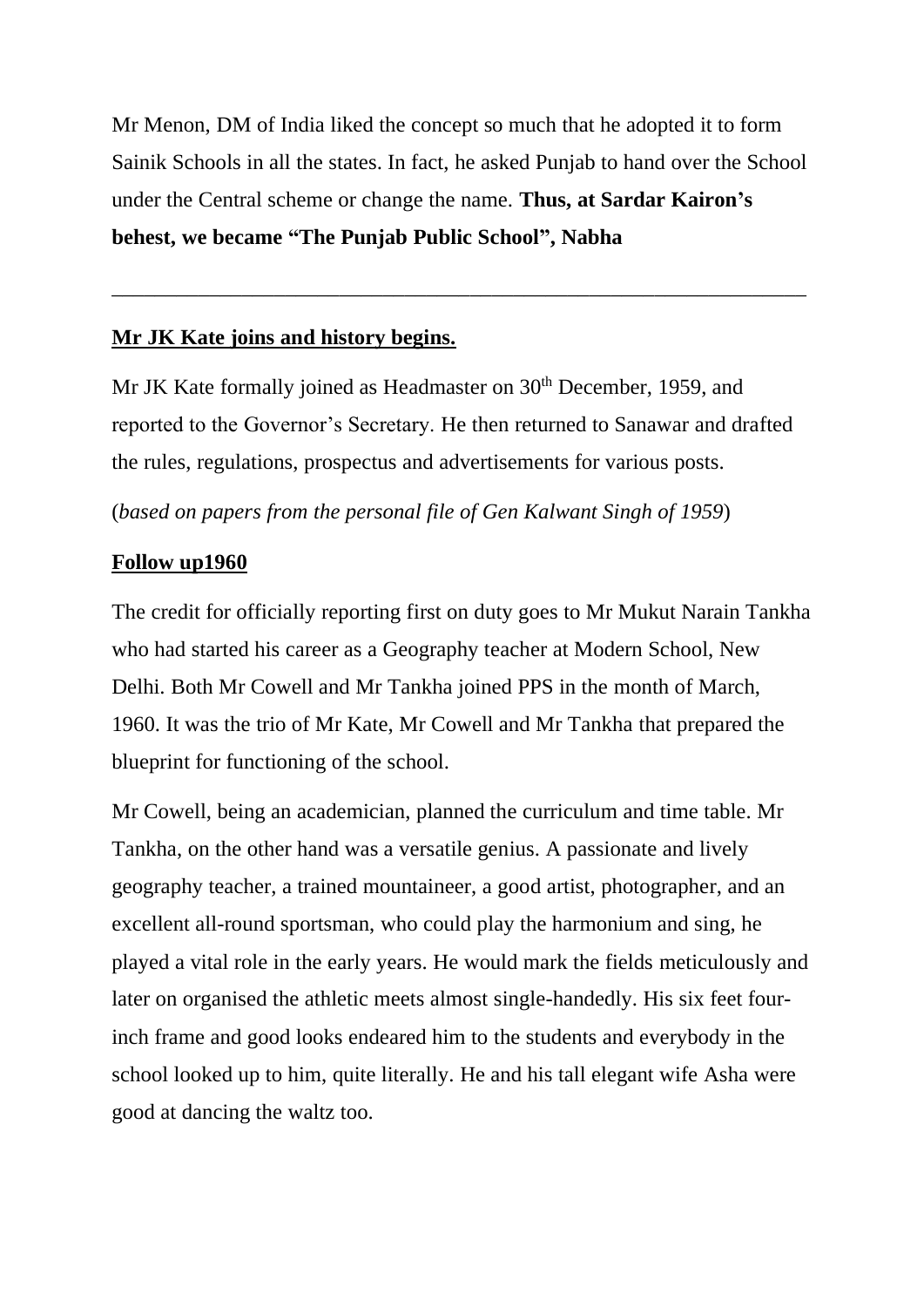Mr Menon, DM of India liked the concept so much that he adopted it to form Sainik Schools in all the states. In fact, he asked Punjab to hand over the School under the Central scheme or change the name. **Thus, at Sardar Kairon's behest, we became "The Punjab Public School", Nabha**

---

**Mr JK Kate joins and history begins.**

Mr JK Kate formally joined as Headmaster on 30th December, 1959, and reported to the Governor's Secretary. He then returned to Sanawar and drafted the rules, regulations, prospectus and advertisements for various posts.

(*based on papers from the personal file of Gen Kalwant Singh of 1959*)

**Follow up1960**

The credit for officially reporting first on duty goes to Mr Mukut Narain Tankha who had started his career as a Geography teacher at Modern School, New Delhi. Both Mr Cowell and Mr Tankha joined PPS in the month of March, 1960. It was the trio of Mr Kate, Mr Cowell and Mr Tankha that prepared the blueprint for functioning of the school.

Mr Cowell, being an academician, planned the curriculum and time table. Mr Tankha, on the other hand was a versatile genius. A passionate and lively geography teacher, a trained mountaineer, a good artist, photographer, and an excellent all-round sportsman, who could play the harmonium and sing, he played a vital role in the early years. He would mark the fields meticulously and later on organised the athletic meets almost single-handedly. His six feet four-inch frame and good looks endeared him to the students and everybody in the school looked up to him, quite literally. He and his tall elegant wife Asha were good at dancing the waltz too.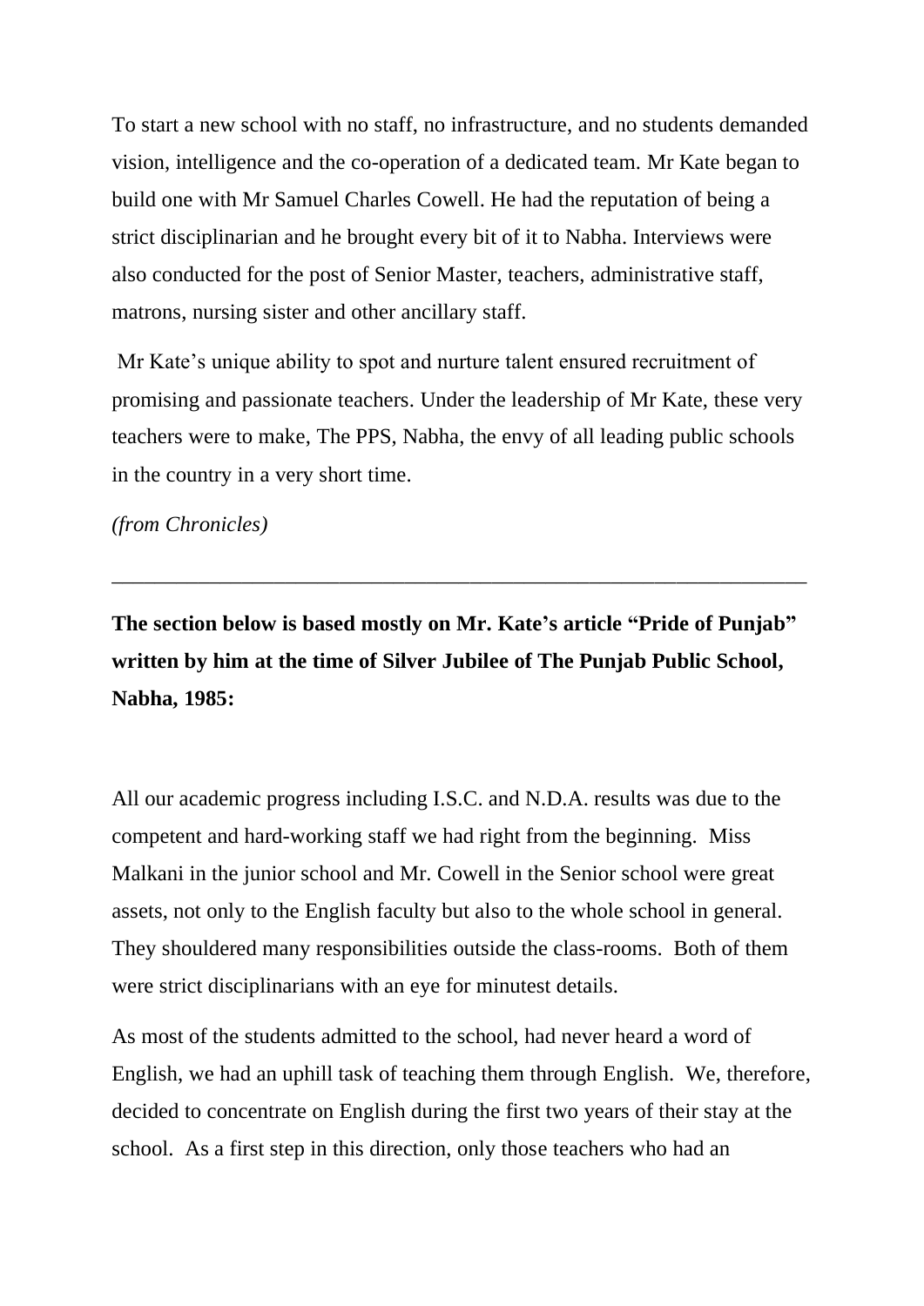To start a new school with no staff, no infrastructure, and no students demanded vision, intelligence and the co-operation of a dedicated team. Mr Kate began to build one with Mr Samuel Charles Cowell. He had the reputation of being a strict disciplinarian and he brought every bit of it to Nabha. Interviews were also conducted for the post of Senior Master, teachers, administrative staff, matrons, nursing sister and other ancillary staff.

Mr Kate's unique ability to spot and nurture talent ensured recruitment of promising and passionate teachers. Under the leadership of Mr Kate, these very teachers were to make, The PPS, Nabha, the envy of all leading public schools in the country in a very short time.

*(from Chronicles)*

---

**The section below is based mostly on Mr. Kate's article "Pride of Punjab" written by him at the time of Silver Jubilee of The Punjab Public School, Nabha, 1985:**

All our academic progress including I.S.C. and N.D.A. results was due to the competent and hard-working staff we had right from the beginning. Miss Malkani in the junior school and Mr. Cowell in the Senior school were great assets, not only to the English faculty but also to the whole school in general. They shouldered many responsibilities outside the class-rooms. Both of them were strict disciplinarians with an eye for minutest details.

As most of the students admitted to the school, had never heard a word of English, we had an uphill task of teaching them through English. We, therefore, decided to concentrate on English during the first two years of their stay at the school. As a first step in this direction, only those teachers who had an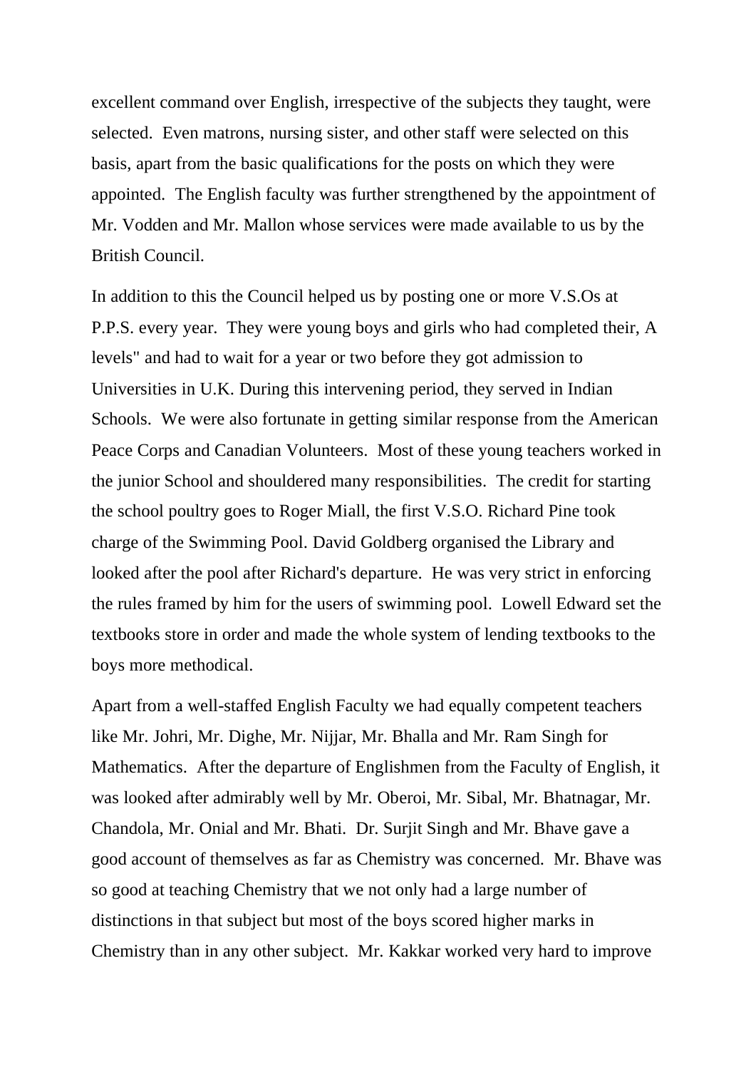excellent command over English, irrespective of the subjects they taught, were selected. Even matrons, nursing sister, and other staff were selected on this basis, apart from the basic qualifications for the posts on which they were appointed. The English faculty was further strengthened by the appointment of Mr. Vodden and Mr. Mallon whose services were made available to us by the British Council.

In addition to this the Council helped us by posting one or more V.S.Os at P.P.S. every year. They were young boys and girls who had completed their, A levels" and had to wait for a year or two before they got admission to Universities in U.K. During this intervening period, they served in Indian Schools. We were also fortunate in getting similar response from the American Peace Corps and Canadian Volunteers. Most of these young teachers worked in the junior School and shouldered many responsibilities. The credit for starting the school poultry goes to Roger Miall, the first V.S.O. Richard Pine took charge of the Swimming Pool. David Goldberg organised the Library and looked after the pool after Richard's departure. He was very strict in enforcing the rules framed by him for the users of swimming pool. Lowell Edward set the textbooks store in order and made the whole system of lending textbooks to the boys more methodical.

Apart from a well-staffed English Faculty we had equally competent teachers like Mr. Johri, Mr. Dighe, Mr. Nijjar, Mr. Bhalla and Mr. Ram Singh for Mathematics. After the departure of Englishmen from the Faculty of English, it was looked after admirably well by Mr. Oberoi, Mr. Sibal, Mr. Bhatnagar, Mr. Chandola, Mr. Onial and Mr. Bhati. Dr. Surjit Singh and Mr. Bhave gave a good account of themselves as far as Chemistry was concerned. Mr. Bhave was so good at teaching Chemistry that we not only had a large number of distinctions in that subject but most of the boys scored higher marks in Chemistry than in any other subject. Mr. Kakkar worked very hard to improve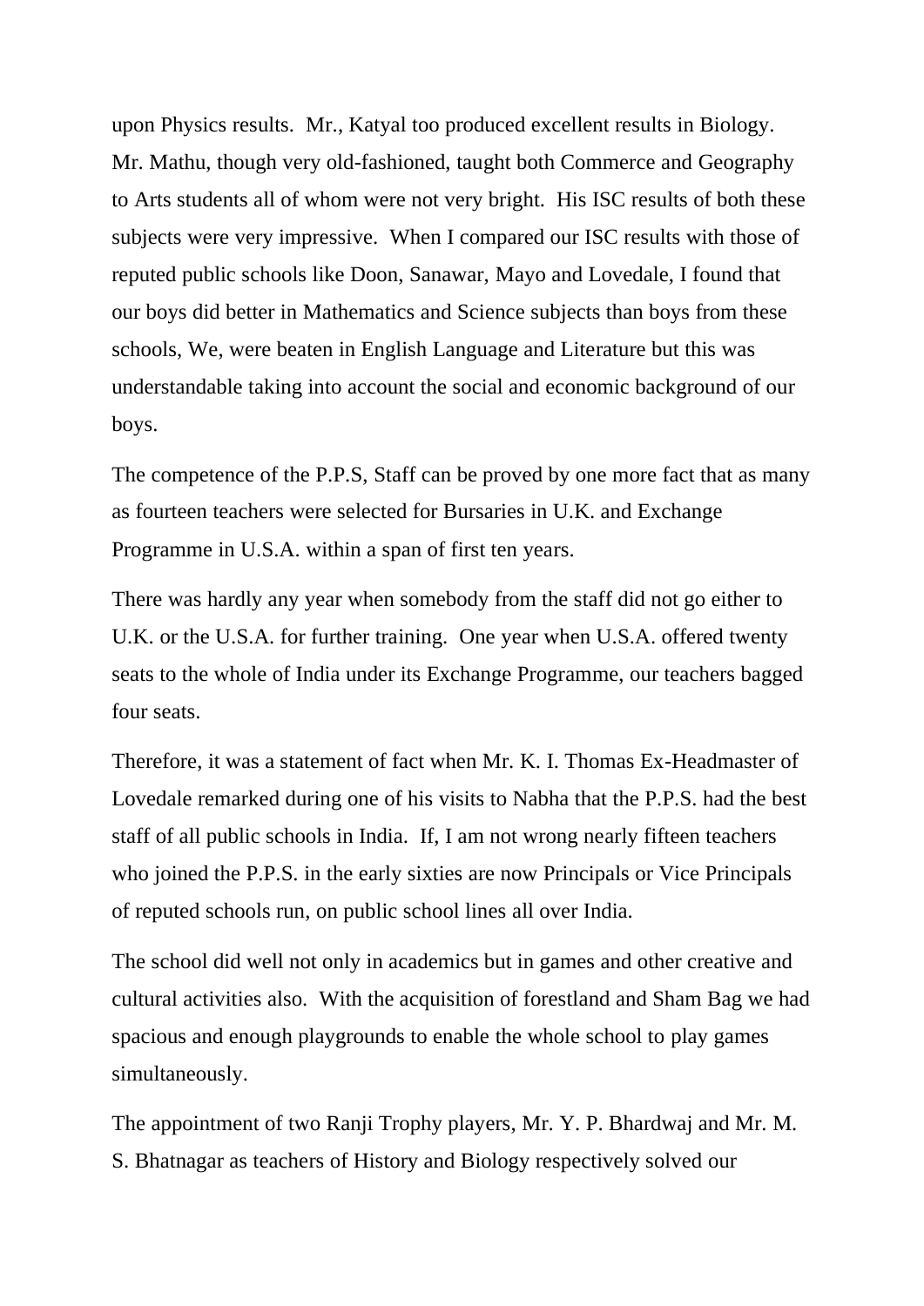upon Physics results.  Mr., Katyal too produced excellent results in Biology. Mr. Mathu, though very old-fashioned, taught both Commerce and Geography to Arts students all of whom were not very bright.  His ISC results of both these subjects were very impressive.  When I compared our ISC results with those of reputed public schools like Doon, Sanawar, Mayo and Lovedale, I found that our boys did better in Mathematics and Science subjects than boys from these schools, We, were beaten in English Language and Literature but this was understandable taking into account the social and economic background of our boys.

The competence of the P.P.S, Staff can be proved by one more fact that as many as fourteen teachers were selected for Bursaries in U.K. and Exchange Programme in U.S.A. within a span of first ten years.

There was hardly any year when somebody from the staff did not go either to U.K. or the U.S.A. for further training.  One year when U.S.A. offered twenty seats to the whole of India under its Exchange Programme, our teachers bagged four seats.

Therefore, it was a statement of fact when Mr. K. I. Thomas Ex-Headmaster of Lovedale remarked during one of his visits to Nabha that the P.P.S. had the best staff of all public schools in India.  If, I am not wrong nearly fifteen teachers who joined the P.P.S. in the early sixties are now Principals or Vice Principals of reputed schools run, on public school lines all over India.

The school did well not only in academics but in games and other creative and cultural activities also.  With the acquisition of forestland and Sham Bag we had spacious and enough playgrounds to enable the whole school to play games simultaneously.

The appointment of two Ranji Trophy players, Mr. Y. P. Bhardwaj and Mr. M. S. Bhatnagar as teachers of History and Biology respectively solved our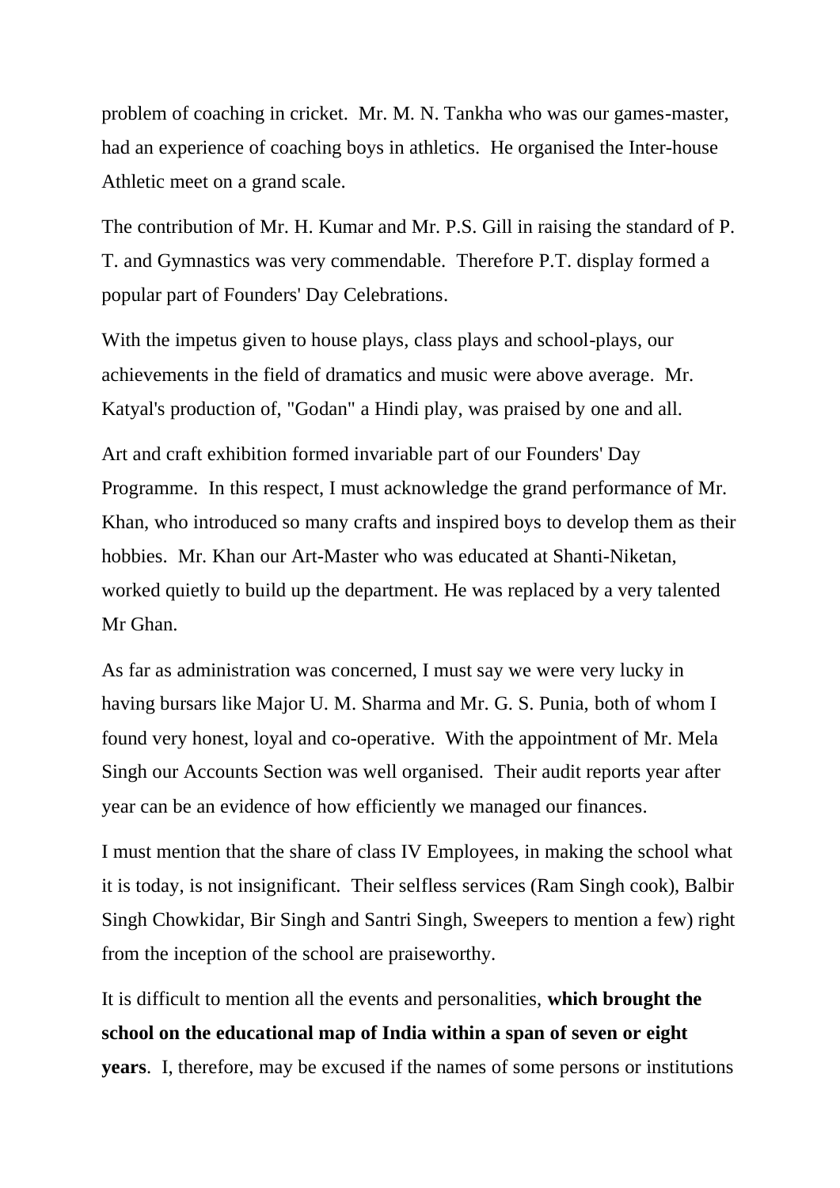problem of coaching in cricket. Mr. M. N. Tankha who was our games-master, had an experience of coaching boys in athletics. He organised the Inter-house Athletic meet on a grand scale.

The contribution of Mr. H. Kumar and Mr. P.S. Gill in raising the standard of P. T. and Gymnastics was very commendable. Therefore P.T. display formed a popular part of Founders' Day Celebrations.

With the impetus given to house plays, class plays and school-plays, our achievements in the field of dramatics and music were above average. Mr. Katyal's production of, "Godan" a Hindi play, was praised by one and all.

Art and craft exhibition formed invariable part of our Founders' Day Programme. In this respect, I must acknowledge the grand performance of Mr. Khan, who introduced so many crafts and inspired boys to develop them as their hobbies. Mr. Khan our Art-Master who was educated at Shanti-Niketan, worked quietly to build up the department. He was replaced by a very talented Mr Ghan.

As far as administration was concerned, I must say we were very lucky in having bursars like Major U. M. Sharma and Mr. G. S. Punia, both of whom I found very honest, loyal and co-operative. With the appointment of Mr. Mela Singh our Accounts Section was well organised. Their audit reports year after year can be an evidence of how efficiently we managed our finances.

I must mention that the share of class IV Employees, in making the school what it is today, is not insignificant. Their selfless services (Ram Singh cook), Balbir Singh Chowkidar, Bir Singh and Santri Singh, Sweepers to mention a few) right from the inception of the school are praiseworthy.

It is difficult to mention all the events and personalities, **which brought the school on the educational map of India within a span of seven or eight years**. I, therefore, may be excused if the names of some persons or institutions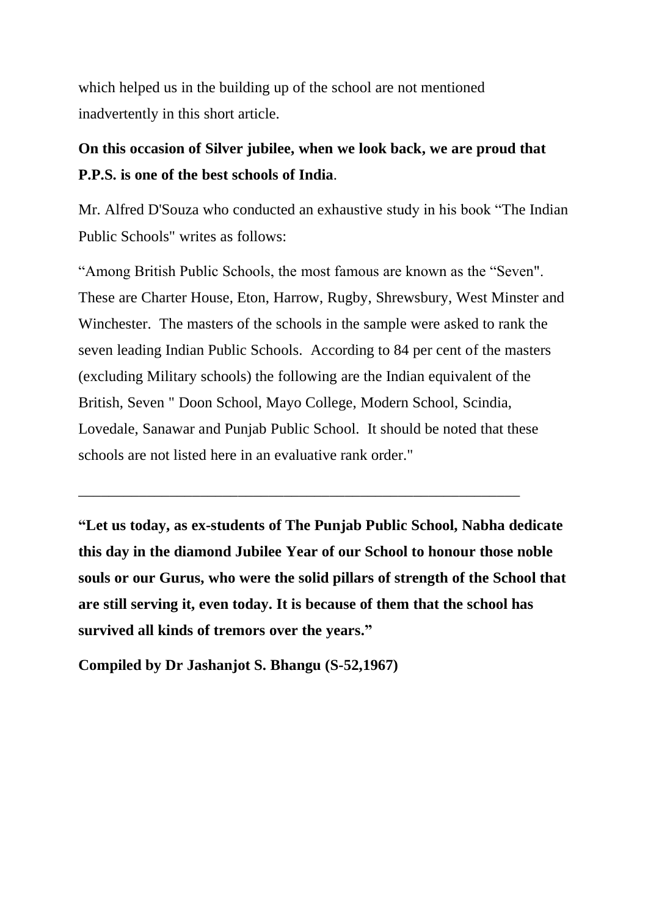which helped us in the building up of the school are not mentioned inadvertently in this short article.

**On this occasion of Silver jubilee, when we look back, we are proud that P.P.S. is one of the best schools of India**.

Mr. Alfred D'Souza who conducted an exhaustive study in his book "The Indian Public Schools" writes as follows:

"Among British Public Schools, the most famous are known as the "Seven". These are Charter House, Eton, Harrow, Rugby, Shrewsbury, West Minster and Winchester. The masters of the schools in the sample were asked to rank the seven leading Indian Public Schools. According to 84 per cent of the masters (excluding Military schools) the following are the Indian equivalent of the British, Seven " Doon School, Mayo College, Modern School, Scindia, Lovedale, Sanawar and Punjab Public School. It should be noted that these schools are not listed here in an evaluative rank order."

---

**"Let us today, as ex-students of The Punjab Public School, Nabha dedicate this day in the diamond Jubilee Year of our School to honour those noble souls or our Gurus, who were the solid pillars of strength of the School that are still serving it, even today. It is because of them that the school has survived all kinds of tremors over the years."**

**Compiled by Dr Jashanjot S. Bhangu (S-52,1967)**